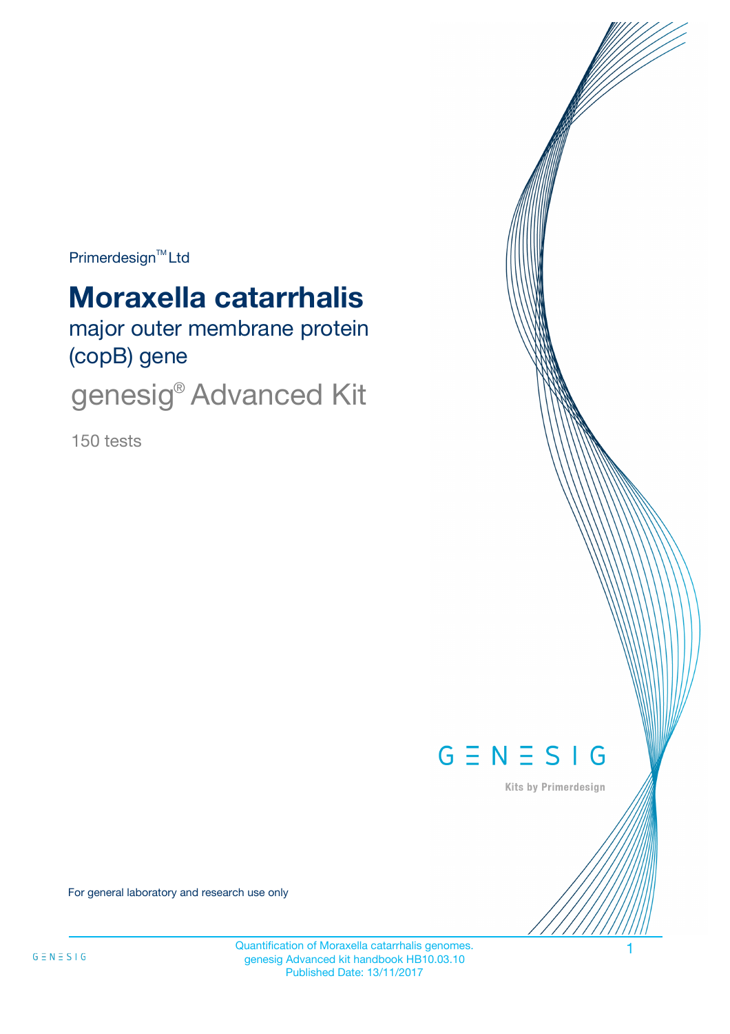Primerdesign™ Ltd

# Moraxella catarrhalis

major outer membrane protein (copB) gene

genesig® Advanced Kit

150 tests

GENESIG

Kits by Primerdesign

For general laboratory and research use only

Quantification of Moraxella catarrhalis genomes.
genesig Advanced kit handbook HB10.03.10
Published Date: 13/11/2017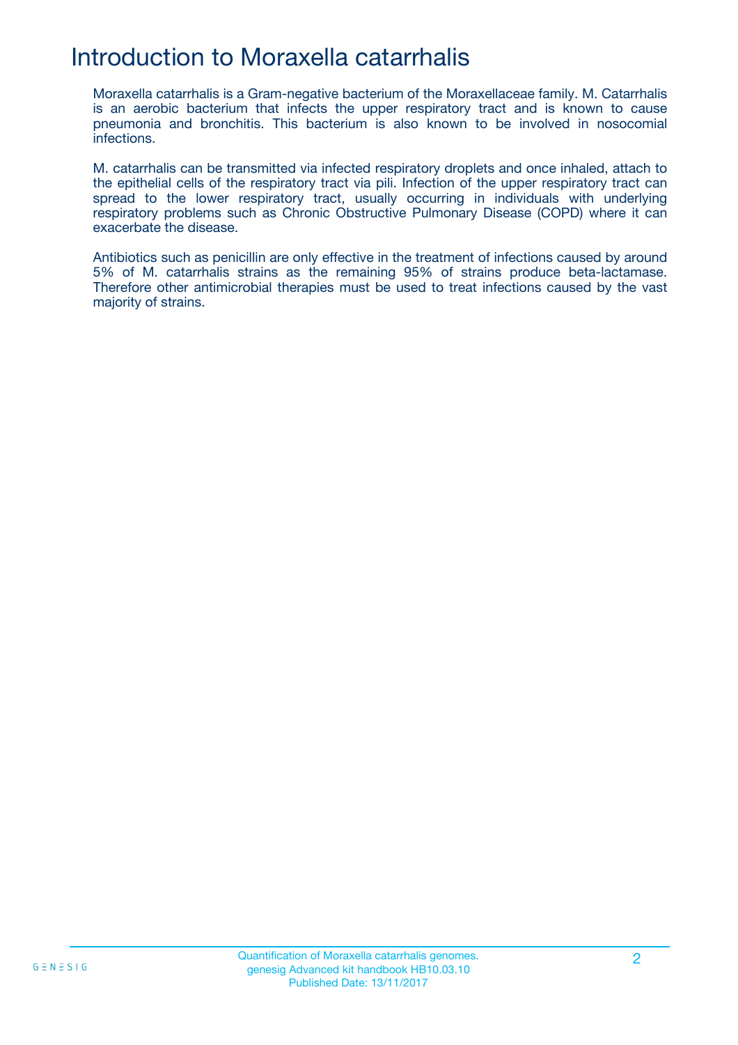# Introduction to Moraxella catarrhalis

Moraxella catarrhalis is a Gram-negative bacterium of the Moraxellaceae family. M. Catarrhalis is an aerobic bacterium that infects the upper respiratory tract and is known to cause pneumonia and bronchitis. This bacterium is also known to be involved in nosocomial infections.

M. catarrhalis can be transmitted via infected respiratory droplets and once inhaled, attach to the epithelial cells of the respiratory tract via pili. Infection of the upper respiratory tract can spread to the lower respiratory tract, usually occurring in individuals with underlying respiratory problems such as Chronic Obstructive Pulmonary Disease (COPD) where it can exacerbate the disease.

Antibiotics such as penicillin are only effective in the treatment of infections caused by around 5% of M. catarrhalis strains as the remaining 95% of strains produce beta-lactamase. Therefore other antimicrobial therapies must be used to treat infections caused by the vast majority of strains.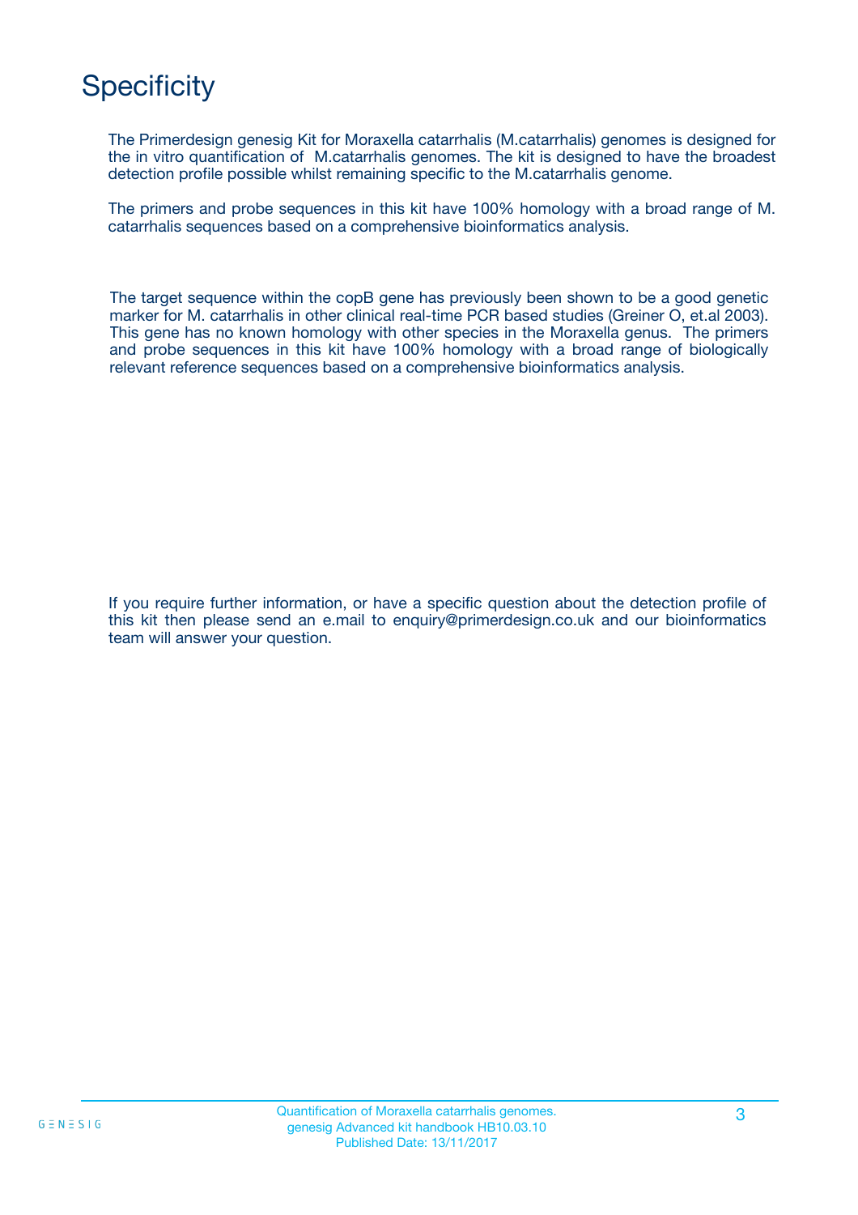# Specificity

The Primerdesign genesig Kit for Moraxella catarrhalis (M.catarrhalis) genomes is designed for the in vitro quantification of M.catarrhalis genomes. The kit is designed to have the broadest detection profile possible whilst remaining specific to the M.catarrhalis genome.

The primers and probe sequences in this kit have 100% homology with a broad range of M. catarrhalis sequences based on a comprehensive bioinformatics analysis.

The target sequence within the copB gene has previously been shown to be a good genetic marker for M. catarrhalis in other clinical real-time PCR based studies (Greiner O, et.al 2003). This gene has no known homology with other species in the Moraxella genus. The primers and probe sequences in this kit have 100% homology with a broad range of biologically relevant reference sequences based on a comprehensive bioinformatics analysis.

If you require further information, or have a specific question about the detection profile of this kit then please send an e.mail to enquiry@primerdesign.co.uk and our bioinformatics team will answer your question.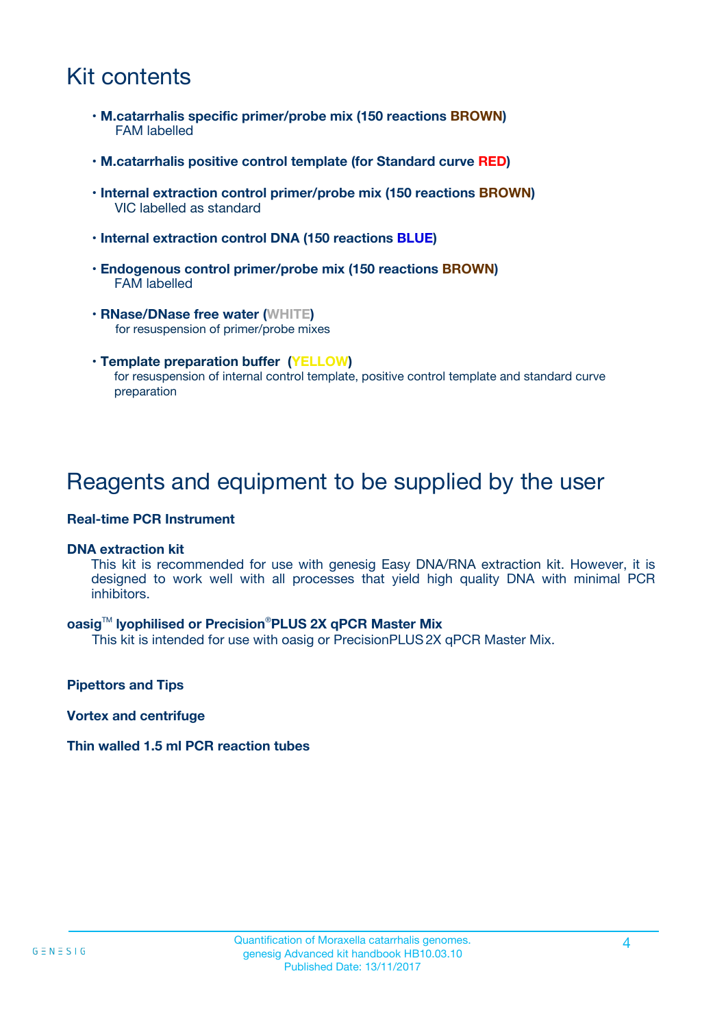# Kit contents

- **M.catarrhalis specific primer/probe mix (150 reactions BROWN)**
  FAM labelled
- **M.catarrhalis positive control template (for Standard curve RED)**
- **Internal extraction control primer/probe mix (150 reactions BROWN)**
  VIC labelled as standard
- **Internal extraction control DNA (150 reactions BLUE)**
- **Endogenous control primer/probe mix (150 reactions BROWN)**
  FAM labelled
- **RNase/DNase free water (WHITE)**
  for resuspension of primer/probe mixes
- **Template preparation buffer (YELLOW)**
  for resuspension of internal control template, positive control template and standard curve preparation

# Reagents and equipment to be supplied by the user

**Real-time PCR Instrument**

**DNA extraction kit**
This kit is recommended for use with genesig Easy DNA/RNA extraction kit. However, it is designed to work well with all processes that yield high quality DNA with minimal PCR inhibitors.

**oasig™ lyophilised or Precision®PLUS 2X qPCR Master Mix**
This kit is intended for use with oasig or PrecisionPLUS 2X qPCR Master Mix.

**Pipettors and Tips**

**Vortex and centrifuge**

**Thin walled 1.5 ml PCR reaction tubes**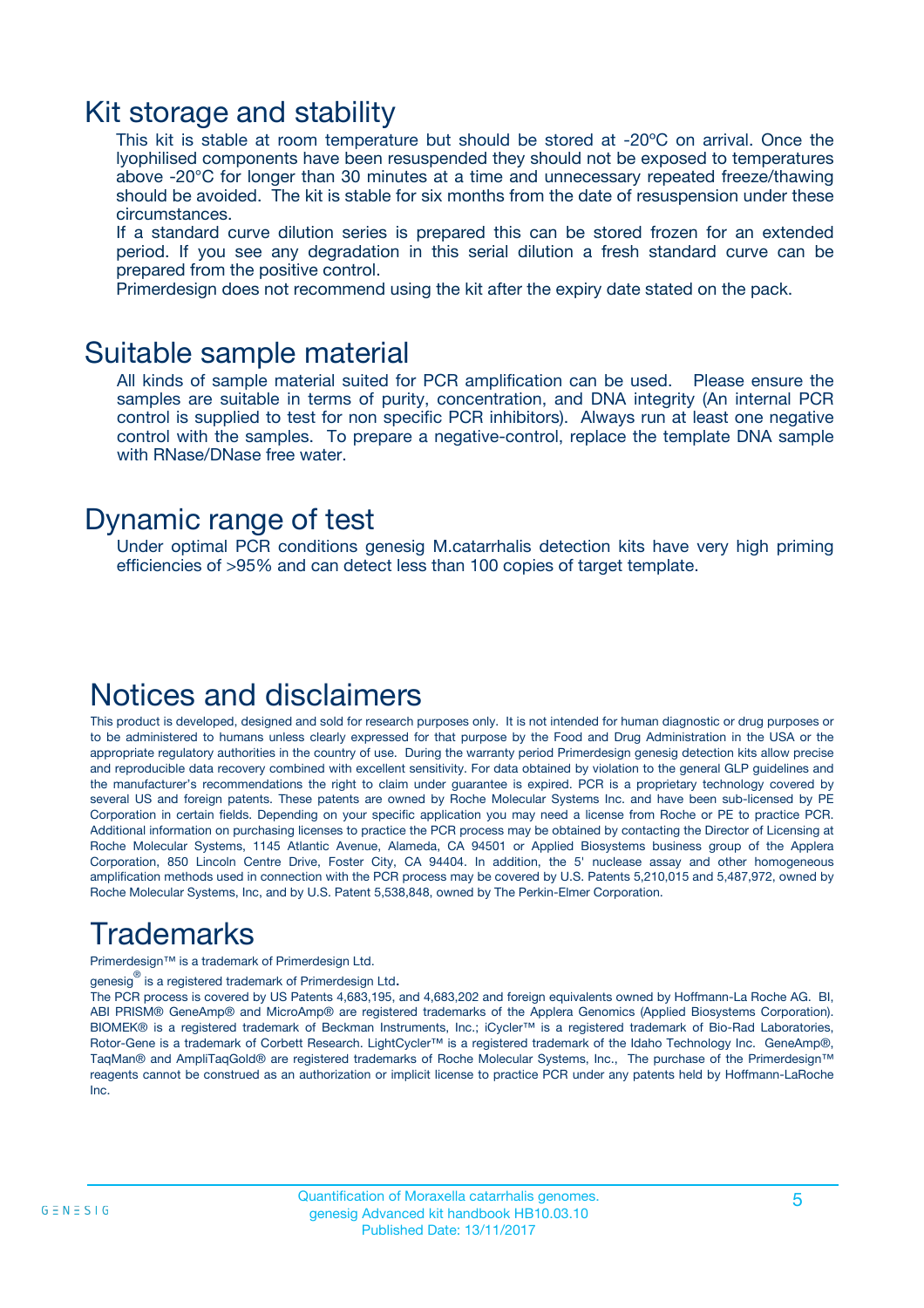# Kit storage and stability

This kit is stable at room temperature but should be stored at -20ºC on arrival. Once the lyophilised components have been resuspended they should not be exposed to temperatures above -20°C for longer than 30 minutes at a time and unnecessary repeated freeze/thawing should be avoided. The kit is stable for six months from the date of resuspension under these circumstances.

If a standard curve dilution series is prepared this can be stored frozen for an extended period. If you see any degradation in this serial dilution a fresh standard curve can be prepared from the positive control.

Primerdesign does not recommend using the kit after the expiry date stated on the pack.

# Suitable sample material

All kinds of sample material suited for PCR amplification can be used. Please ensure the samples are suitable in terms of purity, concentration, and DNA integrity (An internal PCR control is supplied to test for non specific PCR inhibitors). Always run at least one negative control with the samples. To prepare a negative-control, replace the template DNA sample with RNase/DNase free water.

# Dynamic range of test

Under optimal PCR conditions genesig M.catarrhalis detection kits have very high priming efficiencies of >95% and can detect less than 100 copies of target template.

# Notices and disclaimers

This product is developed, designed and sold for research purposes only. It is not intended for human diagnostic or drug purposes or to be administered to humans unless clearly expressed for that purpose by the Food and Drug Administration in the USA or the appropriate regulatory authorities in the country of use. During the warranty period Primerdesign genesig detection kits allow precise and reproducible data recovery combined with excellent sensitivity. For data obtained by violation to the general GLP guidelines and the manufacturer's recommendations the right to claim under guarantee is expired. PCR is a proprietary technology covered by several US and foreign patents. These patents are owned by Roche Molecular Systems Inc. and have been sub-licensed by PE Corporation in certain fields. Depending on your specific application you may need a license from Roche or PE to practice PCR. Additional information on purchasing licenses to practice the PCR process may be obtained by contacting the Director of Licensing at Roche Molecular Systems, 1145 Atlantic Avenue, Alameda, CA 94501 or Applied Biosystems business group of the Applera Corporation, 850 Lincoln Centre Drive, Foster City, CA 94404. In addition, the 5' nuclease assay and other homogeneous amplification methods used in connection with the PCR process may be covered by U.S. Patents 5,210,015 and 5,487,972, owned by Roche Molecular Systems, Inc, and by U.S. Patent 5,538,848, owned by The Perkin-Elmer Corporation.

# Trademarks

Primerdesign™ is a trademark of Primerdesign Ltd.

genesig® is a registered trademark of Primerdesign Ltd.

The PCR process is covered by US Patents 4,683,195, and 4,683,202 and foreign equivalents owned by Hoffmann-La Roche AG. BI, ABI PRISM® GeneAmp® and MicroAmp® are registered trademarks of the Applera Genomics (Applied Biosystems Corporation). BIOMEK® is a registered trademark of Beckman Instruments, Inc.; iCycler™ is a registered trademark of Bio-Rad Laboratories, Rotor-Gene is a trademark of Corbett Research. LightCycler™ is a registered trademark of the Idaho Technology Inc. GeneAmp®, TaqMan® and AmpliTaqGold® are registered trademarks of Roche Molecular Systems, Inc., The purchase of the Primerdesign™ reagents cannot be construed as an authorization or implicit license to practice PCR under any patents held by Hoffmann-LaRoche Inc.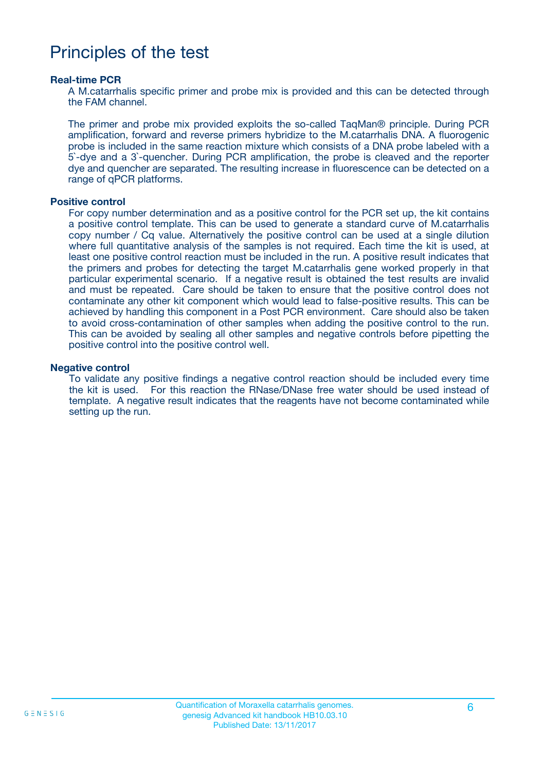# Principles of the test

### Real-time PCR

A M.catarrhalis specific primer and probe mix is provided and this can be detected through the FAM channel.

The primer and probe mix provided exploits the so-called TaqMan® principle. During PCR amplification, forward and reverse primers hybridize to the M.catarrhalis DNA. A fluorogenic probe is included in the same reaction mixture which consists of a DNA probe labeled with a 5`-dye and a 3`-quencher. During PCR amplification, the probe is cleaved and the reporter dye and quencher are separated. The resulting increase in fluorescence can be detected on a range of qPCR platforms.

### Positive control

For copy number determination and as a positive control for the PCR set up, the kit contains a positive control template. This can be used to generate a standard curve of M.catarrhalis copy number / Cq value. Alternatively the positive control can be used at a single dilution where full quantitative analysis of the samples is not required. Each time the kit is used, at least one positive control reaction must be included in the run. A positive result indicates that the primers and probes for detecting the target M.catarrhalis gene worked properly in that particular experimental scenario. If a negative result is obtained the test results are invalid and must be repeated. Care should be taken to ensure that the positive control does not contaminate any other kit component which would lead to false-positive results. This can be achieved by handling this component in a Post PCR environment. Care should also be taken to avoid cross-contamination of other samples when adding the positive control to the run. This can be avoided by sealing all other samples and negative controls before pipetting the positive control into the positive control well.

### Negative control

To validate any positive findings a negative control reaction should be included every time the kit is used. For this reaction the RNase/DNase free water should be used instead of template. A negative result indicates that the reagents have not become contaminated while setting up the run.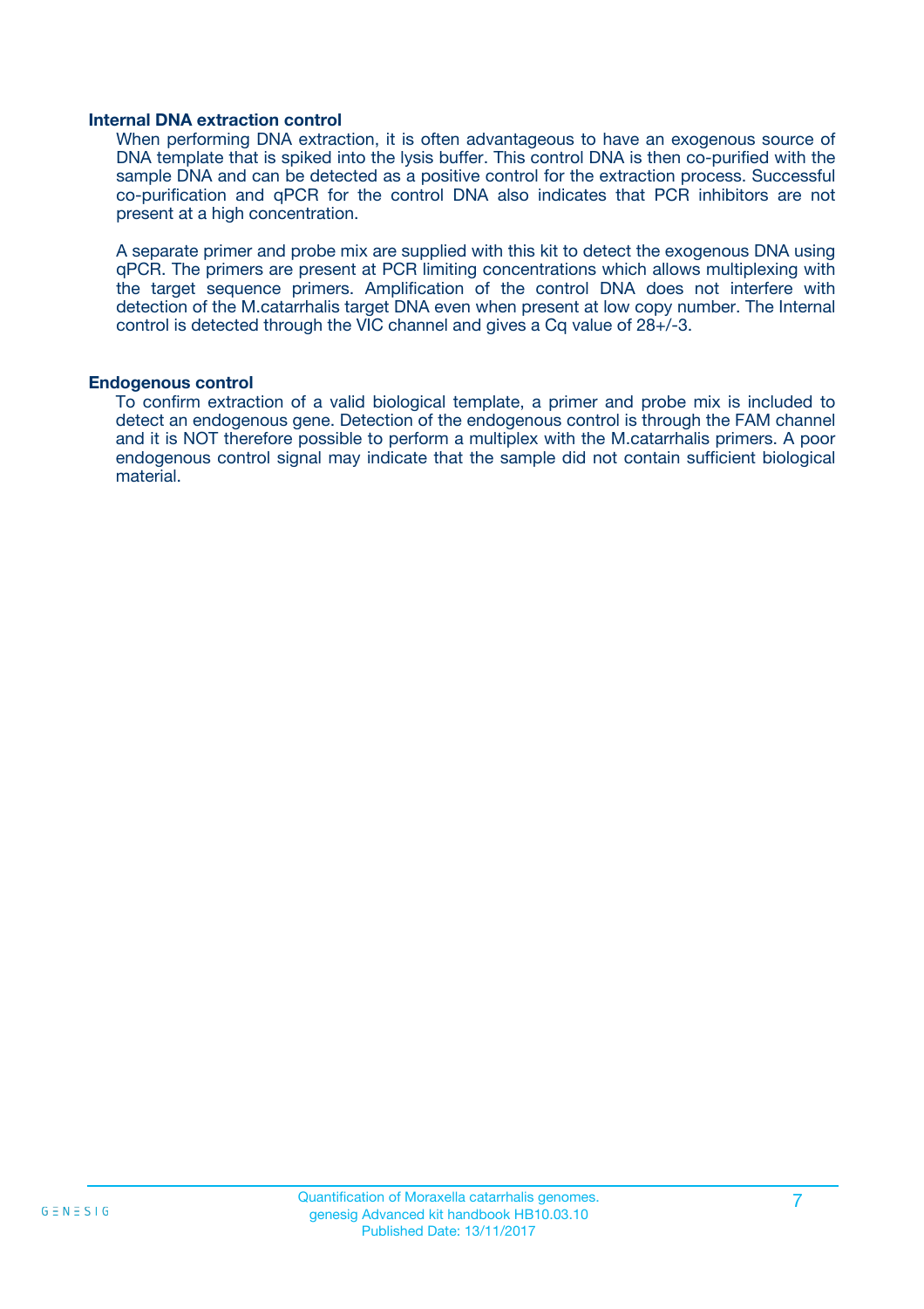### Internal DNA extraction control

When performing DNA extraction, it is often advantageous to have an exogenous source of DNA template that is spiked into the lysis buffer. This control DNA is then co-purified with the sample DNA and can be detected as a positive control for the extraction process. Successful co-purification and qPCR for the control DNA also indicates that PCR inhibitors are not present at a high concentration.

A separate primer and probe mix are supplied with this kit to detect the exogenous DNA using qPCR. The primers are present at PCR limiting concentrations which allows multiplexing with the target sequence primers. Amplification of the control DNA does not interfere with detection of the M.catarrhalis target DNA even when present at low copy number. The Internal control is detected through the VIC channel and gives a Cq value of 28+/-3.

### Endogenous control

To confirm extraction of a valid biological template, a primer and probe mix is included to detect an endogenous gene. Detection of the endogenous control is through the FAM channel and it is NOT therefore possible to perform a multiplex with the M.catarrhalis primers. A poor endogenous control signal may indicate that the sample did not contain sufficient biological material.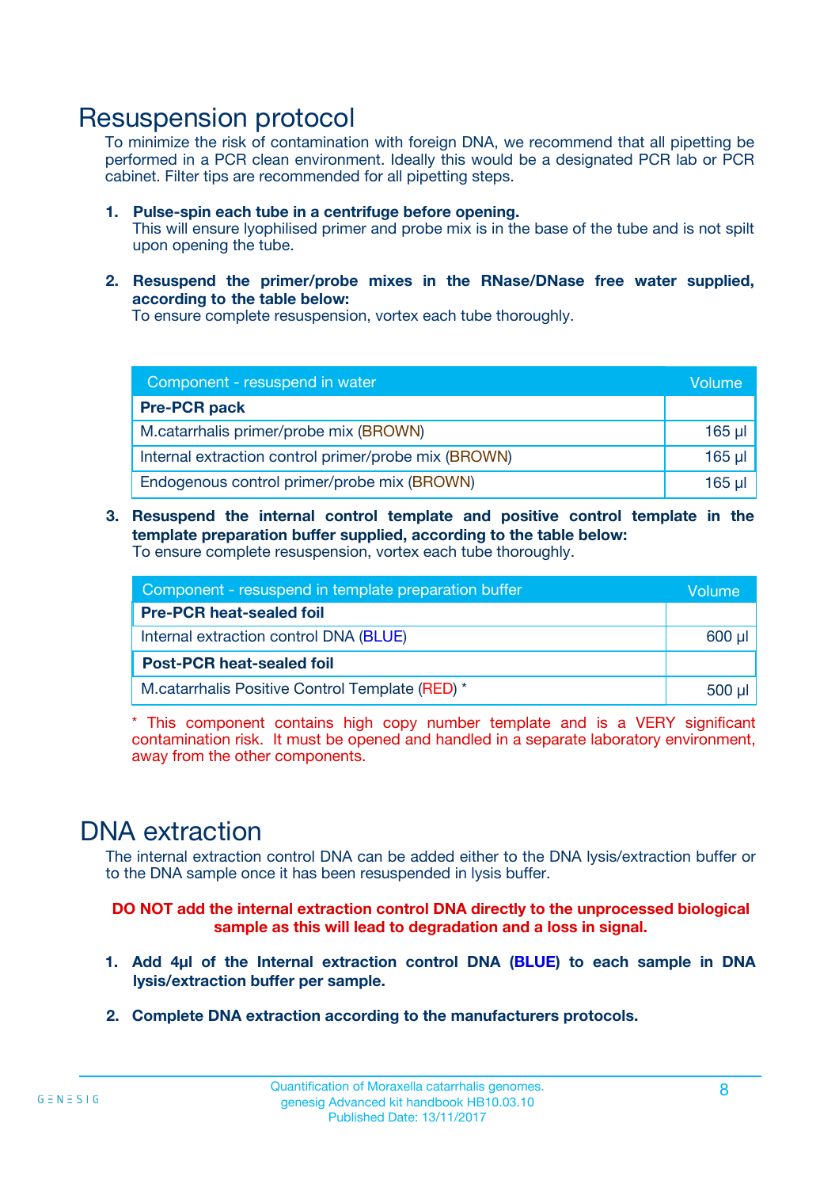# Resuspension protocol

To minimize the risk of contamination with foreign DNA, we recommend that all pipetting be performed in a PCR clean environment. Ideally this would be a designated PCR lab or PCR cabinet. Filter tips are recommended for all pipetting steps.

1. **Pulse-spin each tube in a centrifuge before opening.**
   This will ensure lyophilised primer and probe mix is in the base of the tube and is not spilt upon opening the tube.

2. **Resuspend the primer/probe mixes in the RNase/DNase free water supplied, according to the table below:**
   To ensure complete resuspension, vortex each tube thoroughly.

| Component - resuspend in water | Volume |
|---|---|
| **Pre-PCR pack** | |
| M.catarrhalis primer/probe mix (BROWN) | 165 µl |
| Internal extraction control primer/probe mix (BROWN) | 165 µl |
| Endogenous control primer/probe mix (BROWN) | 165 µl |

3. **Resuspend the internal control template and positive control template in the template preparation buffer supplied, according to the table below:**
   To ensure complete resuspension, vortex each tube thoroughly.

| Component - resuspend in template preparation buffer | Volume |
|---|---|
| **Pre-PCR heat-sealed foil** | |
| Internal extraction control DNA (BLUE) | 600 µl |
| **Post-PCR heat-sealed foil** | |
| M.catarrhalis Positive Control Template (RED) * | 500 µl |

\* This component contains high copy number template and is a VERY significant contamination risk. It must be opened and handled in a separate laboratory environment, away from the other components.

# DNA extraction

The internal extraction control DNA can be added either to the DNA lysis/extraction buffer or to the DNA sample once it has been resuspended in lysis buffer.

**DO NOT add the internal extraction control DNA directly to the unprocessed biological sample as this will lead to degradation and a loss in signal.**

1. **Add 4µl of the Internal extraction control DNA (BLUE) to each sample in DNA lysis/extraction buffer per sample.**

2. **Complete DNA extraction according to the manufacturers protocols.**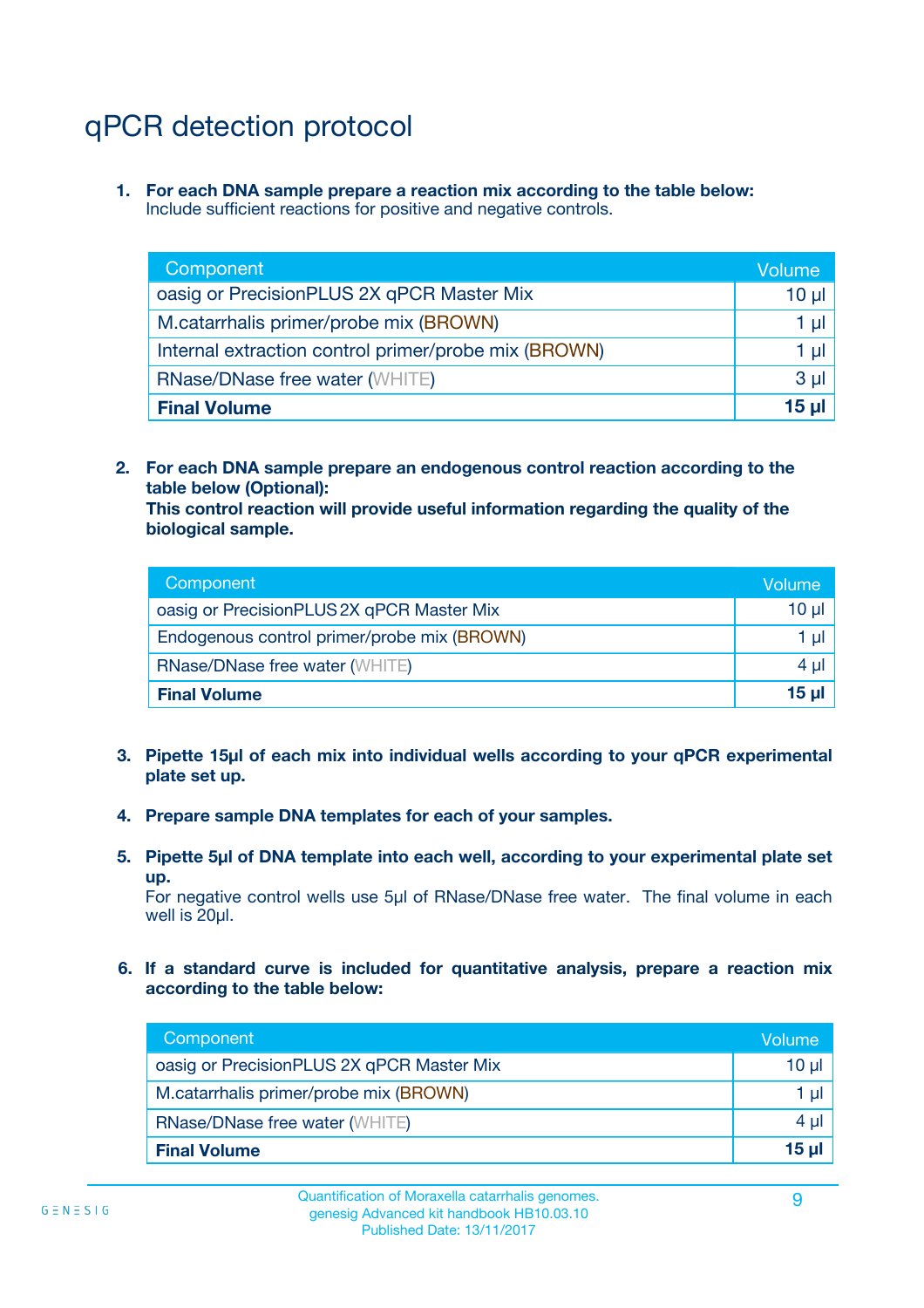# qPCR detection protocol

1. **For each DNA sample prepare a reaction mix according to the table below:**
   Include sufficient reactions for positive and negative controls.

| Component | Volume |
|---|---|
| oasig or PrecisionPLUS 2X qPCR Master Mix | 10 µl |
| M.catarrhalis primer/probe mix (BROWN) | 1 µl |
| Internal extraction control primer/probe mix (BROWN) | 1 µl |
| RNase/DNase free water (WHITE) | 3 µl |
| **Final Volume** | **15 µl** |

2. **For each DNA sample prepare an endogenous control reaction according to the table below (Optional):**
   **This control reaction will provide useful information regarding the quality of the biological sample.**

| Component | Volume |
|---|---|
| oasig or PrecisionPLUS 2X qPCR Master Mix | 10 µl |
| Endogenous control primer/probe mix (BROWN) | 1 µl |
| RNase/DNase free water (WHITE) | 4 µl |
| **Final Volume** | **15 µl** |

3. **Pipette 15µl of each mix into individual wells according to your qPCR experimental plate set up.**

4. **Prepare sample DNA templates for each of your samples.**

5. **Pipette 5µl of DNA template into each well, according to your experimental plate set up.**
   For negative control wells use 5µl of RNase/DNase free water. The final volume in each well is 20µl.

6. **If a standard curve is included for quantitative analysis, prepare a reaction mix according to the table below:**

| Component | Volume |
|---|---|
| oasig or PrecisionPLUS 2X qPCR Master Mix | 10 µl |
| M.catarrhalis primer/probe mix (BROWN) | 1 µl |
| RNase/DNase free water (WHITE) | 4 µl |
| **Final Volume** | **15 µl** |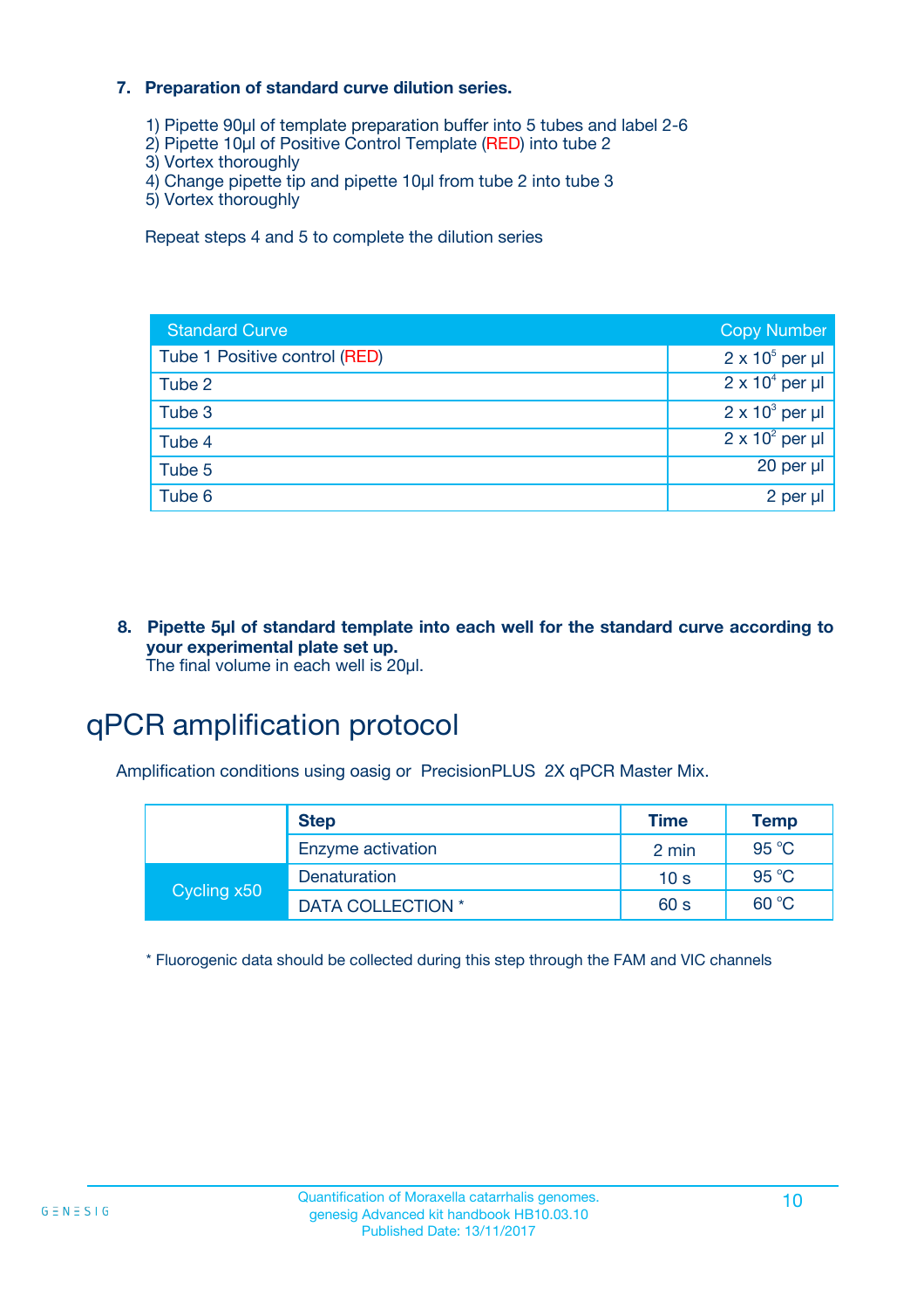**7. Preparation of standard curve dilution series.**

1) Pipette 90µl of template preparation buffer into 5 tubes and label 2-6
2) Pipette 10µl of Positive Control Template (RED) into tube 2
3) Vortex thoroughly
4) Change pipette tip and pipette 10µl from tube 2 into tube 3
5) Vortex thoroughly

Repeat steps 4 and 5 to complete the dilution series

| Standard Curve | Copy Number |
|---|---|
| Tube 1 Positive control (RED) | $2 \times 10^5$ per µl |
| Tube 2 | $2 \times 10^4$ per µl |
| Tube 3 | $2 \times 10^3$ per µl |
| Tube 4 | $2 \times 10^2$ per µl |
| Tube 5 | 20 per µl |
| Tube 6 | 2 per µl |

**8. Pipette 5µl of standard template into each well for the standard curve according to your experimental plate set up.**
The final volume in each well is 20µl.

# qPCR amplification protocol

Amplification conditions using oasig or PrecisionPLUS 2X qPCR Master Mix.

| | Step | Time | Temp |
|---|---|---|---|
| | Enzyme activation | 2 min | 95 °C |
| Cycling x50 | Denaturation | 10 s | 95 °C |
| | DATA COLLECTION * | 60 s | 60 °C |

* Fluorogenic data should be collected during this step through the FAM and VIC channels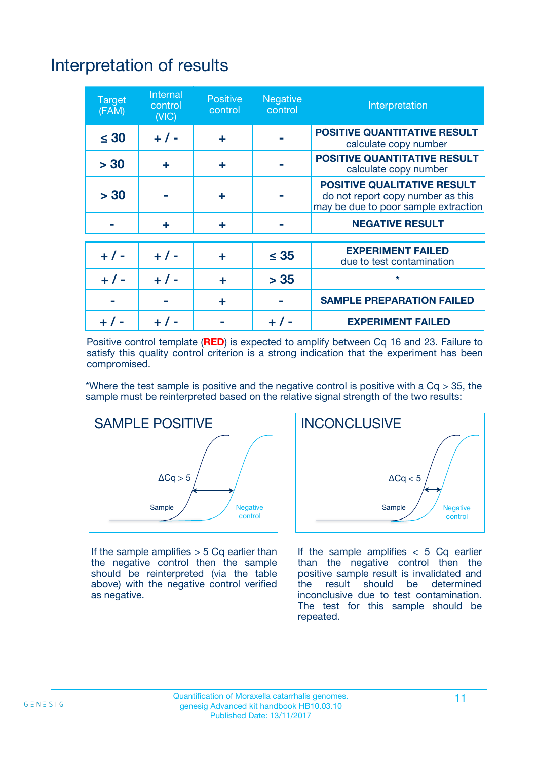# Interpretation of results

| Target (FAM) | Internal control (VIC) | Positive control | Negative control | Interpretation |
|---|---|---|---|---|
| ≤ 30 | + / - | + | - | **POSITIVE QUANTITATIVE RESULT** calculate copy number |
| > 30 | + | + | - | **POSITIVE QUANTITATIVE RESULT** calculate copy number |
| > 30 | - | + | - | **POSITIVE QUALITATIVE RESULT** do not report copy number as this may be due to poor sample extraction |
| - | + | + | - | **NEGATIVE RESULT** |
| + / - | + / - | + | ≤ 35 | **EXPERIMENT FAILED** due to test contamination |
| + / - | + / - | + | > 35 | * |
| - | - | + | - | **SAMPLE PREPARATION FAILED** |
| + / - | + / - | - | + / - | **EXPERIMENT FAILED** |

Positive control template (**RED**) is expected to amplify between Cq 16 and 23. Failure to satisfy this quality control criterion is a strong indication that the experiment has been compromised.

*Where the test sample is positive and the negative control is positive with a Cq > 35, the sample must be reinterpreted based on the relative signal strength of the two results:

**SAMPLE POSITIVE**

ΔCq > 5

Sample — Negative control

If the sample amplifies > 5 Cq earlier than the negative control then the sample should be reinterpreted (via the table above) with the negative control verified as negative.

**INCONCLUSIVE**

ΔCq < 5

Sample — Negative control

If the sample amplifies < 5 Cq earlier than the negative control then the positive sample result is invalidated and the result should be determined inconclusive due to test contamination. The test for this sample should be repeated.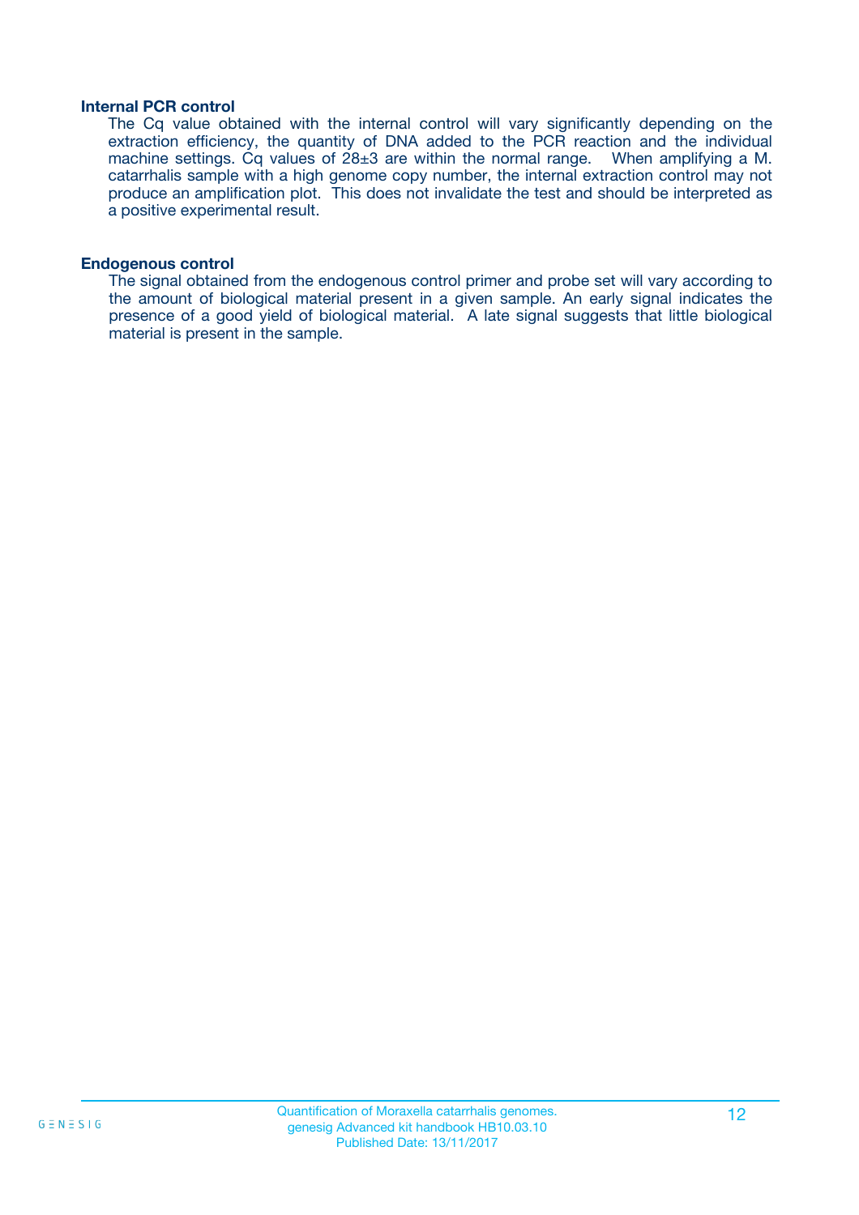### Internal PCR control

The Cq value obtained with the internal control will vary significantly depending on the extraction efficiency, the quantity of DNA added to the PCR reaction and the individual machine settings. Cq values of 28±3 are within the normal range. When amplifying a M. catarrhalis sample with a high genome copy number, the internal extraction control may not produce an amplification plot. This does not invalidate the test and should be interpreted as a positive experimental result.

### Endogenous control

The signal obtained from the endogenous control primer and probe set will vary according to the amount of biological material present in a given sample. An early signal indicates the presence of a good yield of biological material. A late signal suggests that little biological material is present in the sample.